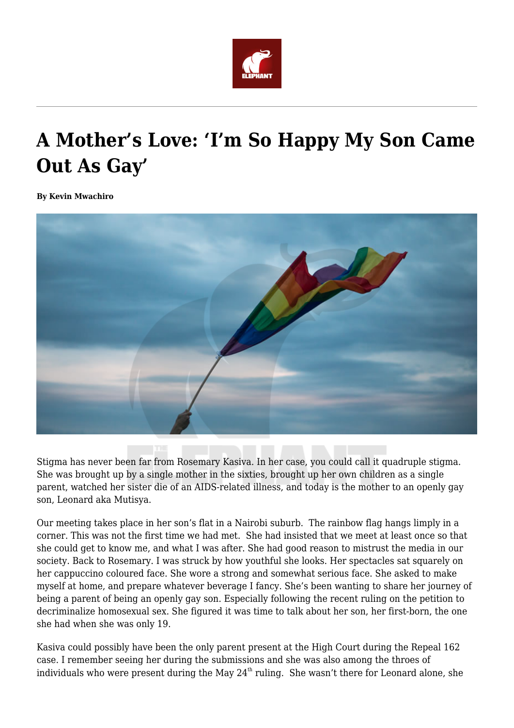# A Mother's Love: 'I'm So Happy My Son Came Out As Gay'

**By Kevin Mwachiro**

Stigma has never been far from Rosemary Kasiva. In her case, you could call it quadruple stigma. She was brought up by a single mother in the sixties, brought up her own children as a single parent, watched her sister die of an AIDS-related illness, and today is the mother to an openly gay son, Leonard aka Mutisya.

Our meeting takes place in her son's flat in a Nairobi suburb. The rainbow flag hangs limply in a corner. This was not the first time we had met. She had insisted that we meet at least once so that she could get to know me, and what I was after. She had good reason to mistrust the media in our society. Back to Rosemary. I was struck by how youthful she looks. Her spectacles sat squarely on her cappuccino coloured face. She wore a strong and somewhat serious face. She asked to make myself at home, and prepare whatever beverage I fancy. She's been wanting to share her journey of being a parent of being an openly gay son. Especially following the recent ruling on the petition to decriminalize homosexual sex. She figured it was time to talk about her son, her first-born, the one she had when she was only 19.

Kasiva could possibly have been the only parent present at the High Court during the Repeal 162 case. I remember seeing her during the submissions and she was also among the throes of individuals who were present during the May 24th ruling. She wasn't there for Leonard alone, she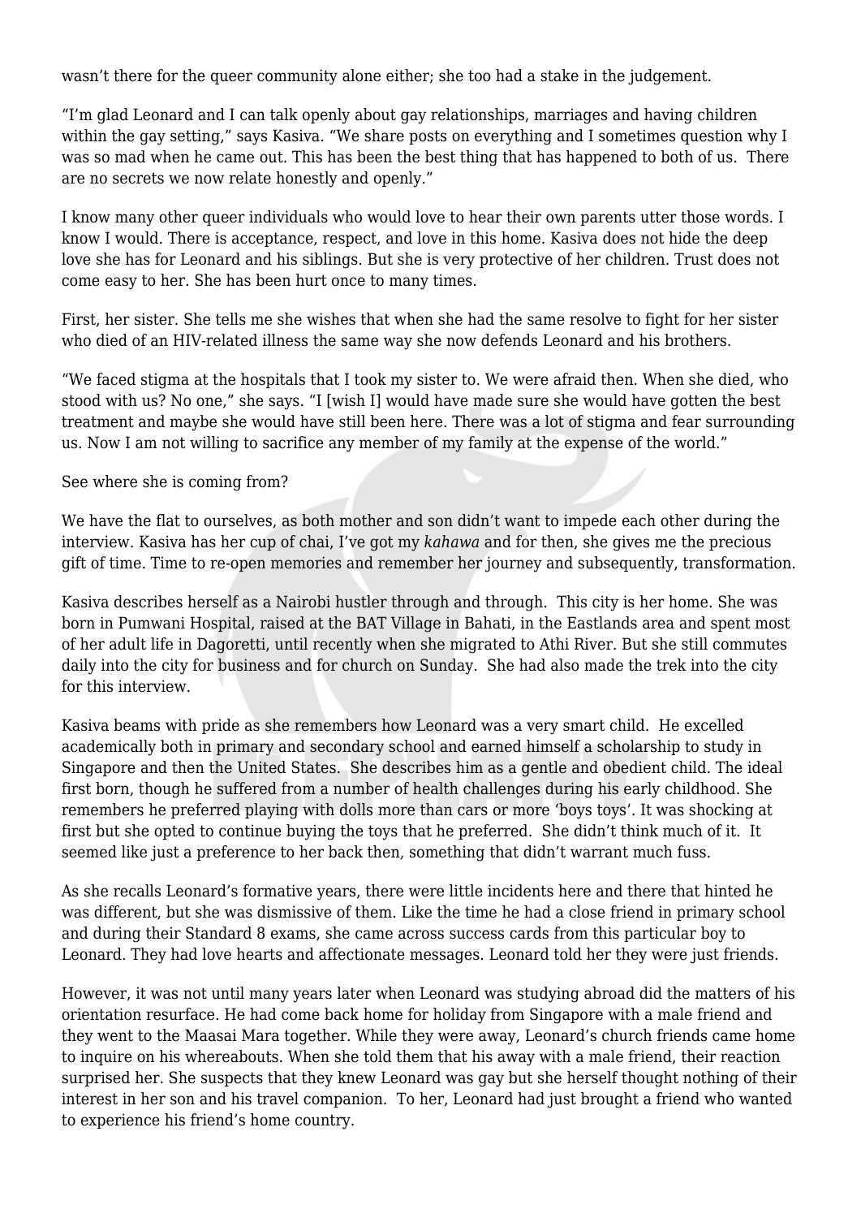wasn't there for the queer community alone either; she too had a stake in the judgement.

"I'm glad Leonard and I can talk openly about gay relationships, marriages and having children within the gay setting," says Kasiva. "We share posts on everything and I sometimes question why I was so mad when he came out. This has been the best thing that has happened to both of us. There are no secrets we now relate honestly and openly."

I know many other queer individuals who would love to hear their own parents utter those words. I know I would. There is acceptance, respect, and love in this home. Kasiva does not hide the deep love she has for Leonard and his siblings. But she is very protective of her children. Trust does not come easy to her. She has been hurt once to many times.

First, her sister. She tells me she wishes that when she had the same resolve to fight for her sister who died of an HIV-related illness the same way she now defends Leonard and his brothers.

"We faced stigma at the hospitals that I took my sister to. We were afraid then. When she died, who stood with us? No one," she says. "I [wish I] would have made sure she would have gotten the best treatment and maybe she would have still been here. There was a lot of stigma and fear surrounding us. Now I am not willing to sacrifice any member of my family at the expense of the world."

See where she is coming from?

We have the flat to ourselves, as both mother and son didn't want to impede each other during the interview. Kasiva has her cup of chai, I've got my *kahawa* and for then, she gives me the precious gift of time. Time to re-open memories and remember her journey and subsequently, transformation.

Kasiva describes herself as a Nairobi hustler through and through. This city is her home. She was born in Pumwani Hospital, raised at the BAT Village in Bahati, in the Eastlands area and spent most of her adult life in Dagoretti, until recently when she migrated to Athi River. But she still commutes daily into the city for business and for church on Sunday. She had also made the trek into the city for this interview.

Kasiva beams with pride as she remembers how Leonard was a very smart child. He excelled academically both in primary and secondary school and earned himself a scholarship to study in Singapore and then the United States. She describes him as a gentle and obedient child. The ideal first born, though he suffered from a number of health challenges during his early childhood. She remembers he preferred playing with dolls more than cars or more 'boys toys'. It was shocking at first but she opted to continue buying the toys that he preferred. She didn't think much of it. It seemed like just a preference to her back then, something that didn't warrant much fuss.

As she recalls Leonard's formative years, there were little incidents here and there that hinted he was different, but she was dismissive of them. Like the time he had a close friend in primary school and during their Standard 8 exams, she came across success cards from this particular boy to Leonard. They had love hearts and affectionate messages. Leonard told her they were just friends.

However, it was not until many years later when Leonard was studying abroad did the matters of his orientation resurface. He had come back home for holiday from Singapore with a male friend and they went to the Maasai Mara together. While they were away, Leonard's church friends came home to inquire on his whereabouts. When she told them that his away with a male friend, their reaction surprised her. She suspects that they knew Leonard was gay but she herself thought nothing of their interest in her son and his travel companion. To her, Leonard had just brought a friend who wanted to experience his friend's home country.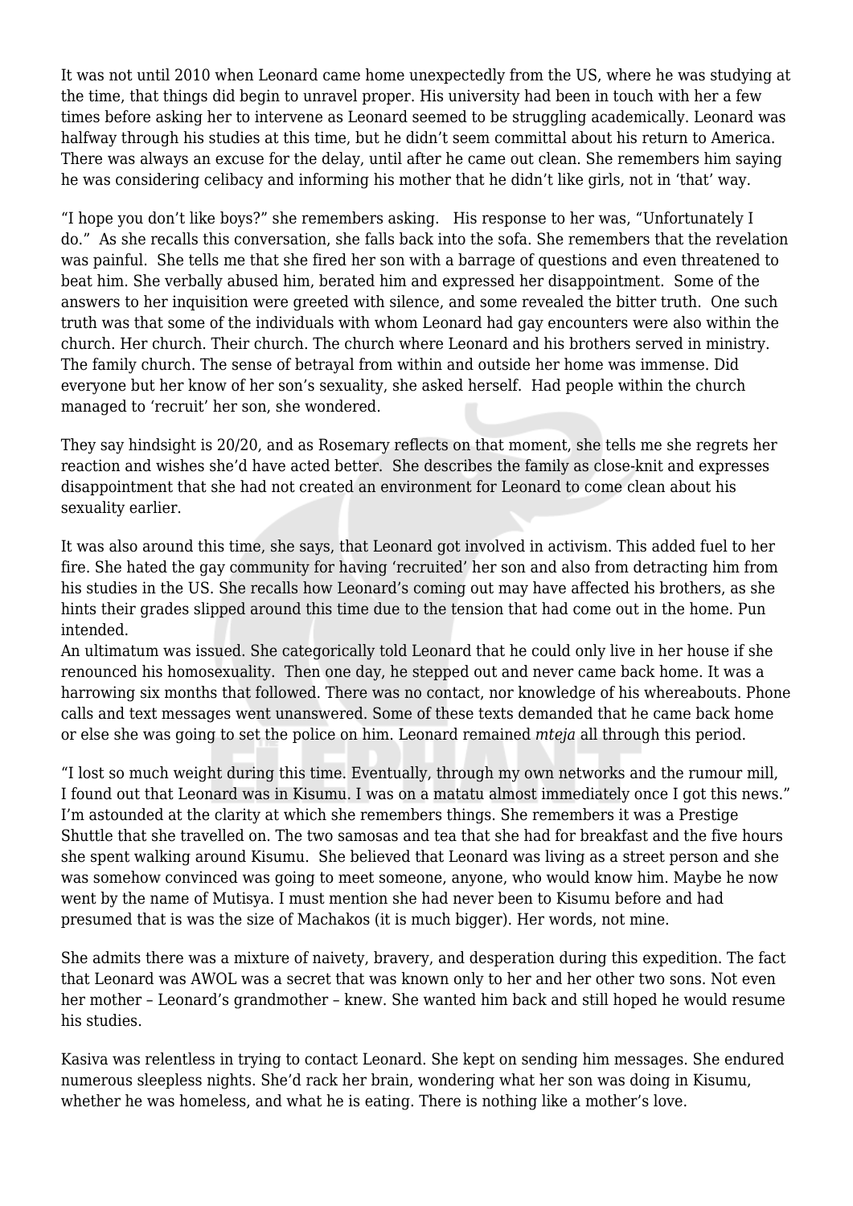It was not until 2010 when Leonard came home unexpectedly from the US, where he was studying at the time, that things did begin to unravel proper. His university had been in touch with her a few times before asking her to intervene as Leonard seemed to be struggling academically. Leonard was halfway through his studies at this time, but he didn't seem committal about his return to America. There was always an excuse for the delay, until after he came out clean. She remembers him saying he was considering celibacy and informing his mother that he didn't like girls, not in 'that' way.

"I hope you don't like boys?" she remembers asking. His response to her was, "Unfortunately I do." As she recalls this conversation, she falls back into the sofa. She remembers that the revelation was painful. She tells me that she fired her son with a barrage of questions and even threatened to beat him. She verbally abused him, berated him and expressed her disappointment. Some of the answers to her inquisition were greeted with silence, and some revealed the bitter truth. One such truth was that some of the individuals with whom Leonard had gay encounters were also within the church. Her church. Their church. The church where Leonard and his brothers served in ministry. The family church. The sense of betrayal from within and outside her home was immense. Did everyone but her know of her son's sexuality, she asked herself. Had people within the church managed to 'recruit' her son, she wondered.

They say hindsight is 20/20, and as Rosemary reflects on that moment, she tells me she regrets her reaction and wishes she'd have acted better. She describes the family as close-knit and expresses disappointment that she had not created an environment for Leonard to come clean about his sexuality earlier.

It was also around this time, she says, that Leonard got involved in activism. This added fuel to her fire. She hated the gay community for having 'recruited' her son and also from detracting him from his studies in the US. She recalls how Leonard's coming out may have affected his brothers, as she hints their grades slipped around this time due to the tension that had come out in the home. Pun intended.

An ultimatum was issued. She categorically told Leonard that he could only live in her house if she renounced his homosexuality. Then one day, he stepped out and never came back home. It was a harrowing six months that followed. There was no contact, nor knowledge of his whereabouts. Phone calls and text messages went unanswered. Some of these texts demanded that he came back home or else she was going to set the police on him. Leonard remained *mteja* all through this period.

"I lost so much weight during this time. Eventually, through my own networks and the rumour mill, I found out that Leonard was in Kisumu. I was on a matatu almost immediately once I got this news." I'm astounded at the clarity at which she remembers things. She remembers it was a Prestige Shuttle that she travelled on. The two samosas and tea that she had for breakfast and the five hours she spent walking around Kisumu. She believed that Leonard was living as a street person and she was somehow convinced was going to meet someone, anyone, who would know him. Maybe he now went by the name of Mutisya. I must mention she had never been to Kisumu before and had presumed that is was the size of Machakos (it is much bigger). Her words, not mine.

She admits there was a mixture of naivety, bravery, and desperation during this expedition. The fact that Leonard was AWOL was a secret that was known only to her and her other two sons. Not even her mother – Leonard's grandmother – knew. She wanted him back and still hoped he would resume his studies.

Kasiva was relentless in trying to contact Leonard. She kept on sending him messages. She endured numerous sleepless nights. She'd rack her brain, wondering what her son was doing in Kisumu, whether he was homeless, and what he is eating. There is nothing like a mother's love.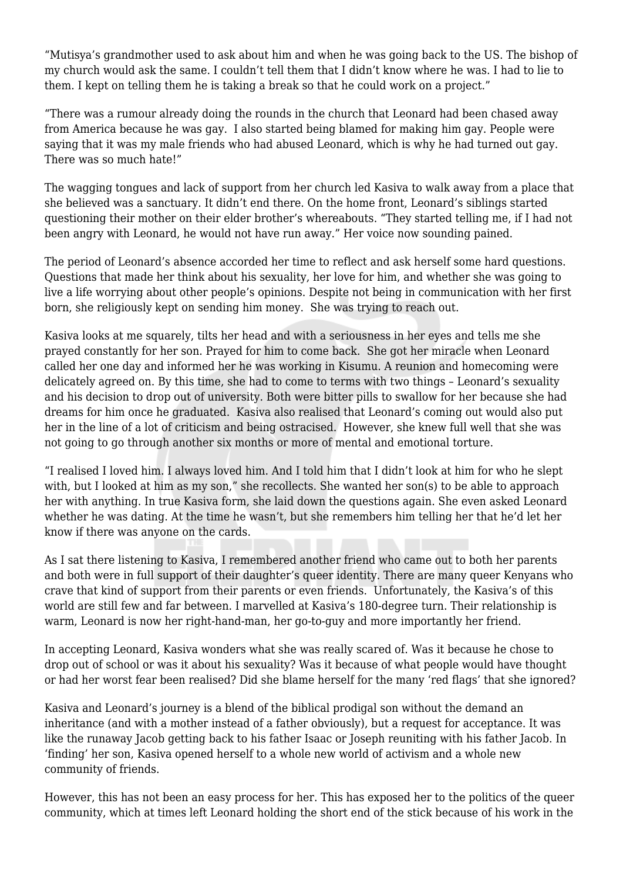"Mutisya's grandmother used to ask about him and when he was going back to the US. The bishop of my church would ask the same. I couldn't tell them that I didn't know where he was. I had to lie to them. I kept on telling them he is taking a break so that he could work on a project."

"There was a rumour already doing the rounds in the church that Leonard had been chased away from America because he was gay. I also started being blamed for making him gay. People were saying that it was my male friends who had abused Leonard, which is why he had turned out gay. There was so much hate!"

The wagging tongues and lack of support from her church led Kasiva to walk away from a place that she believed was a sanctuary. It didn't end there. On the home front, Leonard's siblings started questioning their mother on their elder brother's whereabouts. "They started telling me, if I had not been angry with Leonard, he would not have run away." Her voice now sounding pained.

The period of Leonard's absence accorded her time to reflect and ask herself some hard questions. Questions that made her think about his sexuality, her love for him, and whether she was going to live a life worrying about other people's opinions. Despite not being in communication with her first born, she religiously kept on sending him money. She was trying to reach out.

Kasiva looks at me squarely, tilts her head and with a seriousness in her eyes and tells me she prayed constantly for her son. Prayed for him to come back. She got her miracle when Leonard called her one day and informed her he was working in Kisumu. A reunion and homecoming were delicately agreed on. By this time, she had to come to terms with two things – Leonard's sexuality and his decision to drop out of university. Both were bitter pills to swallow for her because she had dreams for him once he graduated. Kasiva also realised that Leonard's coming out would also put her in the line of a lot of criticism and being ostracised. However, she knew full well that she was not going to go through another six months or more of mental and emotional torture.

"I realised I loved him. I always loved him. And I told him that I didn't look at him for who he slept with, but I looked at him as my son," she recollects. She wanted her son(s) to be able to approach her with anything. In true Kasiva form, she laid down the questions again. She even asked Leonard whether he was dating. At the time he wasn't, but she remembers him telling her that he'd let her know if there was anyone on the cards.

As I sat there listening to Kasiva, I remembered another friend who came out to both her parents and both were in full support of their daughter's queer identity. There are many queer Kenyans who crave that kind of support from their parents or even friends. Unfortunately, the Kasiva's of this world are still few and far between. I marvelled at Kasiva's 180-degree turn. Their relationship is warm, Leonard is now her right-hand-man, her go-to-guy and more importantly her friend.

In accepting Leonard, Kasiva wonders what she was really scared of. Was it because he chose to drop out of school or was it about his sexuality? Was it because of what people would have thought or had her worst fear been realised? Did she blame herself for the many 'red flags' that she ignored?

Kasiva and Leonard's journey is a blend of the biblical prodigal son without the demand an inheritance (and with a mother instead of a father obviously), but a request for acceptance. It was like the runaway Jacob getting back to his father Isaac or Joseph reuniting with his father Jacob. In 'finding' her son, Kasiva opened herself to a whole new world of activism and a whole new community of friends.

However, this has not been an easy process for her. This has exposed her to the politics of the queer community, which at times left Leonard holding the short end of the stick because of his work in the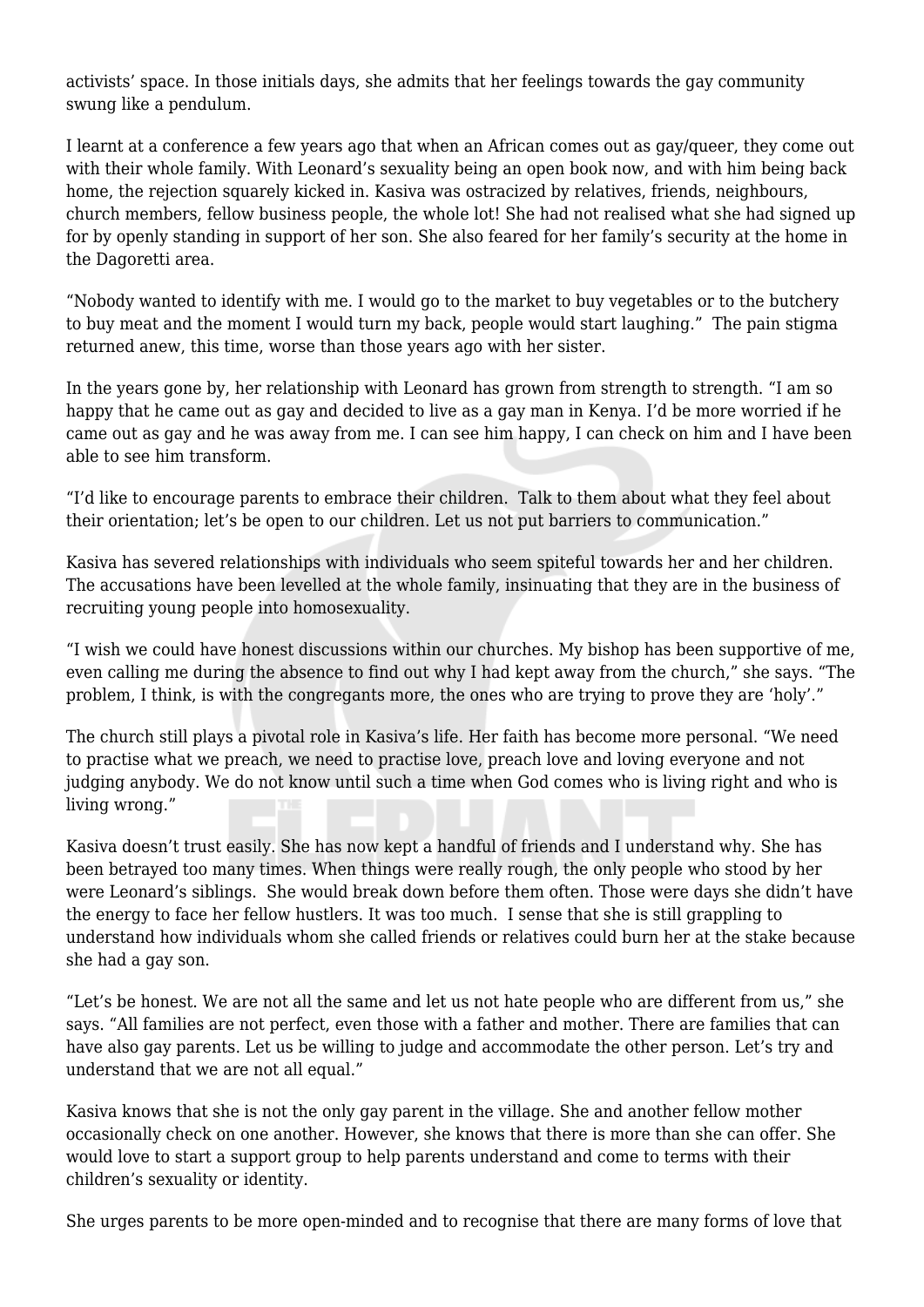activists' space. In those initials days, she admits that her feelings towards the gay community swung like a pendulum.

I learnt at a conference a few years ago that when an African comes out as gay/queer, they come out with their whole family. With Leonard's sexuality being an open book now, and with him being back home, the rejection squarely kicked in. Kasiva was ostracized by relatives, friends, neighbours, church members, fellow business people, the whole lot! She had not realised what she had signed up for by openly standing in support of her son. She also feared for her family's security at the home in the Dagoretti area.

"Nobody wanted to identify with me. I would go to the market to buy vegetables or to the butchery to buy meat and the moment I would turn my back, people would start laughing." The pain stigma returned anew, this time, worse than those years ago with her sister.

In the years gone by, her relationship with Leonard has grown from strength to strength. "I am so happy that he came out as gay and decided to live as a gay man in Kenya. I'd be more worried if he came out as gay and he was away from me. I can see him happy, I can check on him and I have been able to see him transform.

"I'd like to encourage parents to embrace their children. Talk to them about what they feel about their orientation; let's be open to our children. Let us not put barriers to communication."

Kasiva has severed relationships with individuals who seem spiteful towards her and her children. The accusations have been levelled at the whole family, insinuating that they are in the business of recruiting young people into homosexuality.

"I wish we could have honest discussions within our churches. My bishop has been supportive of me, even calling me during the absence to find out why I had kept away from the church," she says. "The problem, I think, is with the congregants more, the ones who are trying to prove they are 'holy'."

The church still plays a pivotal role in Kasiva's life. Her faith has become more personal. "We need to practise what we preach, we need to practise love, preach love and loving everyone and not judging anybody. We do not know until such a time when God comes who is living right and who is living wrong."

Kasiva doesn't trust easily. She has now kept a handful of friends and I understand why. She has been betrayed too many times. When things were really rough, the only people who stood by her were Leonard's siblings. She would break down before them often. Those were days she didn't have the energy to face her fellow hustlers. It was too much. I sense that she is still grappling to understand how individuals whom she called friends or relatives could burn her at the stake because she had a gay son.

"Let's be honest. We are not all the same and let us not hate people who are different from us," she says. "All families are not perfect, even those with a father and mother. There are families that can have also gay parents. Let us be willing to judge and accommodate the other person. Let's try and understand that we are not all equal."

Kasiva knows that she is not the only gay parent in the village. She and another fellow mother occasionally check on one another. However, she knows that there is more than she can offer. She would love to start a support group to help parents understand and come to terms with their children's sexuality or identity.

She urges parents to be more open-minded and to recognise that there are many forms of love that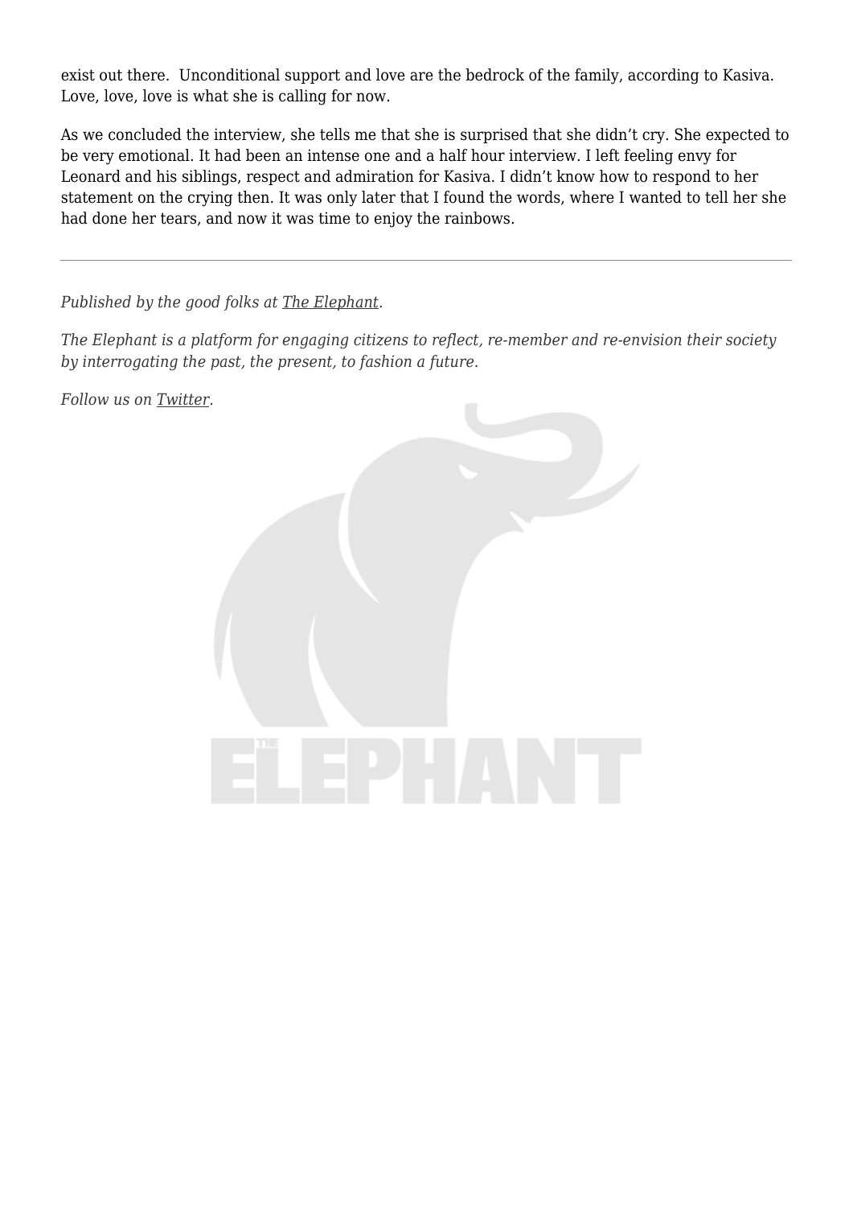exist out there.  Unconditional support and love are the bedrock of the family, according to Kasiva. Love, love, love is what she is calling for now.

As we concluded the interview, she tells me that she is surprised that she didn't cry. She expected to be very emotional. It had been an intense one and a half hour interview. I left feeling envy for Leonard and his siblings, respect and admiration for Kasiva. I didn't know how to respond to her statement on the crying then. It was only later that I found the words, where I wanted to tell her she had done her tears, and now it was time to enjoy the rainbows.

---

*Published by the good folks at The Elephant.*

*The Elephant is a platform for engaging citizens to reflect, re-member and re-envision their society by interrogating the past, the present, to fashion a future.*

*Follow us on Twitter.*